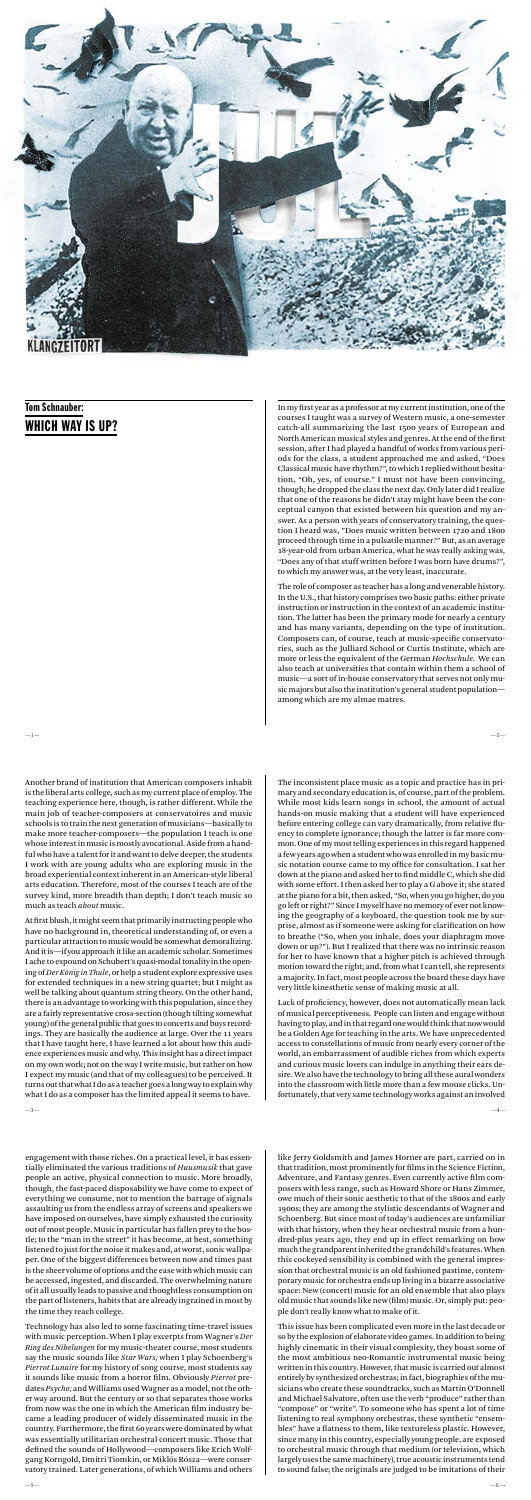KLANGZEITORT

## Tom Schnauber: WHICH WAY IS UP?

In my first year as a professor at my current institution, one of the courses I taught was a survey of Western music, a one-semester catch-all summarizing the last 1500 years of European and North American musical styles and genres. At the end of the first session, after I had played a handful of works from various periods for the class, a student approached me and asked, "Does Classical music have rhythm?", to which I replied without hesitation, "Oh, yes, of course." I must not have been convincing, though; he dropped the class the next day. Only later did I realize that one of the reasons he didn't stay might have been the conceptual canyon that existed between his question and my answer. As a person with years of conservatory training, the question I heard was, "Does music written between 1720 and 1800 proceed through time in a pulsatile manner?" But, as an average 18-year-old from urban America, what he was really asking was, "Does any of that stuff written before I was born have drums?", to which my answer was, at the very least, inaccurate.

The role of composer as teacher has a long and venerable history. In the U.S., that history comprises two basic paths: either private instruction or instruction in the context of an academic institution. The latter has been the primary mode for nearly a century and has many variants, depending on the type of institution. Composers can, of course, teach at music-specific conservatories, such as the Julliard School or Curtis Institute, which are more or less the equivalent of the German *Hochschule*. We can also teach at universities that contain within them a school of music—a sort of in-house conservatory that serves not only music majors but also the institution's general student population—among which are my almae matres.

Another breed of institution that American composers inhabit is the liberal arts college, such as my current place of employ. The teaching experience here, though, is rather different. While the main job of teacher-composers at conservatoires and music schools is to train the next generation of musicians—basically to make more teacher-composers—the population I teach is one whose interest in music is mostly avocational. Aside from a handful who have a talent for it and want to delve deeper, the students I work with are young adults who are exploring music in the broad experiential context inherent in an American-style liberal arts education. Therefore, most of the courses I teach are of the survey kind, more breadth than depth; I don't teach music so much as teach *about* music.

At first blush, it might seem that primarily instructing people who have no background in, theoretical understanding of, or even a particular attraction to music would be somewhat demoralizing. And it is—if you approach it like an academic scholar. Sometimes I ache to expound on Schubert's quasi-modal tonality in the opening of *Der König in Thule*, or help a student explore expressive uses for extended techniques in a new string quartet; but I might as well be talking about quantum string theory. On the other hand, there is an advantage to working with this population, since they are a fairly representative cross-section (though tilting somewhat young) of the general public that goes to concerts and buys recordings. They are basically the audience at large. Over the 11 years that I have taught here, I have learned a lot about how this audience experiences music and why. This insight has a direct impact on my own work; not on the way I write music, but rather on how I expect my music (and that of my colleagues) to be perceived. It turns out that what I do as a teacher goes a long way to explain why what I do as a composer has the limited appeal it seems to have.

The inconsistent place music as a topic and practice has in primary and secondary education is, of course, part of the problem. While most kids learn songs in school, the amount of actual hands-on music making that a student will have experienced before entering college can vary dramatically, from relative fluency to complete ignorance; though the latter is far more common. One of my most telling experiences in this regard happened a few years ago when a student who was enrolled in my basic music notation course came to my office for consultation. I sat her down at the piano and asked her to find middle C, which she did with some effort. I then asked her to play a G above it; she stared at the piano for a bit, then asked, "So, when you go higher, do you go left or right?" Since I myself have no memory of ever not knowing the geography of a keyboard, the question took me by surprise, almost as if someone were asking for clarification on how to breathe ("So, when you inhale, does your diaphragm move down or up?"). But I realized that there was no intrinsic reason for her to have known that a higher pitch is achieved through motion toward the right; and, from what I can tell, she represents a majority. In fact, most people across the board these days have very little kinesthetic sense of making music at all.

Lack of proficiency, however, does not automatically mean lack of musical perceptiveness. People can listen and engage without having to play, and in that regard one would think that now would be a Golden Age for teaching in the arts. We have unprecedented access to constellations of music from nearly every corner of the world, an embarrassment of audible riches from which experts and curious music lovers can indulge in anything their ears desire. We also have the technology to bring all these aural wonders into the classroom with little more than a few mouse clicks. Unfortunately, that very same technology works against an involved engagement with those riches. On a practical level, it has essentially eliminated the various traditions of *Hausmusik* that gave people an active, physical connection to music. More broadly, though, the fast-paced disposability we have come to expect of everything we consume, not to mention the barrage of signals assaulting us from the endless array of screens and speakers we have imposed on ourselves, have simply exhausted the curiosity out of most people. Music in particular has fallen prey to the bustle; to the "man in the street" it has become, at best, something listened to just for the noise it makes and, at worst, sonic wallpaper. One of the biggest differences between now and times past is the sheer volume of options and the ease with which music can be accessed, ingested, and discarded. The overwhelming nature of it all usually leads to passive and thoughtless consumption on the part of listeners, habits that are already ingrained in most by the time they reach college.

Technology has also led to some fascinating time-travel issues with music perception. When I play excerpts from Wagner's *Der Ring des Nibelungen* for my music-theater course, most students say the music sounds like *Star Wars*; when I play Schoenberg's *Pierrot Lunaire* for my history of song course, most students say it sounds like music from a horror film. Obviously *Pierrot* predates *Psycho*, and Williams used Wagner as a model, but the other way around. But the century or so that separates those works from now was the one in which the American film industry became a leading producer of widely disseminated music in the country. Furthermore, the first 60 years were dominated by what was essentially utilitarian orchestral concert music. Those that defined the sounds of Hollywood—composers like Erich Wolfgang Korngold, Dmitri Tiomkin, or Miklós Rósza—were conservatory trained. Later generations, of which Williams and others like Jerry Goldsmith and James Horner are part, carried on in that tradition, most prominently for films in the Science Fiction, Adventure, and Fantasy genres. Even currently active film composers with less range, such as Howard Shore or Hans Zimmer, owe much of their sonic aesthetic to that of the 1800s and early 1900s; they are among the stylistic descendants of Wagner and Schoenberg. But since most of today's audiences are unfamiliar with that history, when they hear orchestral music from a hundred-plus years ago, they end up in effect remarking on how much the grandparent inherited the grandchild's features. When this cockeyed sensibility is combined with the general impression that orchestral music is an old fashioned pastime, contemporary music for orchestra ends up living in a bizarre associative space: New (concert) music for an old ensemble that also plays old music that sounds like new (film) music. Or, simply put: people don't really know what to make of it.

This issue has been complicated even more in the last decade or so by the explosion of elaborate video games. In addition to being highly cinematic in their visual complexity, they boast some of the most ambitious neo-Romantic instrumental music being written in this country. However, that music is carried out almost entirely by synthesized orchestras; in fact, biographies of the musicians who create these soundtracks, such as Martin O'Donnell and Michael Salvatore, often use the verb "produce" rather than "compose" or "write". To someone who has spent a lot of time listening to real symphony orchestras, these synthetic "ensembles" have a flatness to them, like textureless plastic. However, since many in this country, especially young people, are exposed to orchestral music through that medium (or television, which largely uses the same machinery), true acoustic instruments tend to sound false; the originals are judged to be imitations of their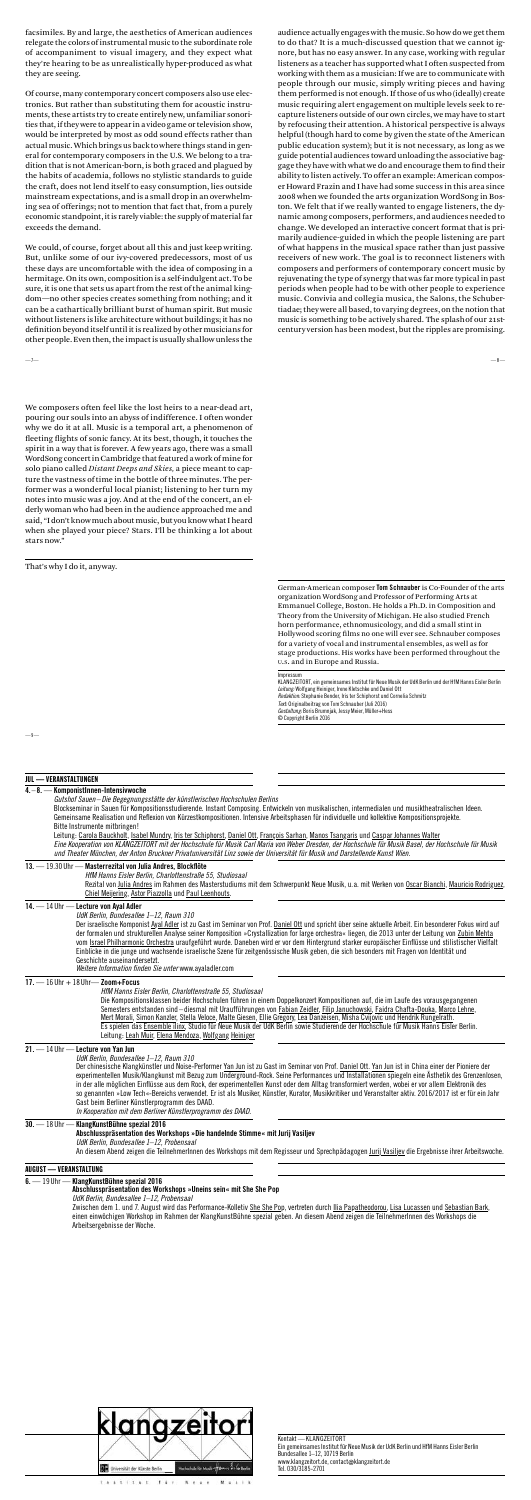facsimiles. By and large, the aesthetics of American audiences relegate the colors of instrumental music to the subordinate role of accompaniment to visual imagery, and they expect what they're hearing to be as unrealistically hyper-produced as what they are seeing.

Of course, many contemporary concert composers also use electronics. But rather than substituting them for acoustic instruments, these artists try to create entirely new, unfamiliar sonorities that, if they were to appear in a video game or television show, would be interpreted by most as odd sound effects rather than actual music. Which brings us back to where things stand in general for contemporary composers in the U.S. We belong to a tradition that is not American-born, is both graced and plagued by the habits of academia, follows no stylistic standards to guide the craft, does not lend itself to easy consumption, lies outside mainstream expectations, and is a small drop in an overwhelming sea of offerings; not to mention that fact that, from a purely economic standpoint, it is rarely viable: the supply of material far exceeds the demand.

We could, of course, forget about all this and just keep writing. But, unlike some of our ivy-covered predecessors, most of us these days are uncomfortable with the idea of composing in a hermitage. On its own, composition is a self-indulgent act. To be sure, it is one that sets us apart from the rest of the animal kingdom—no other species creates something from nothing; and it can be a cathartically brilliant burst of human spirit. But music without listeners is like architecture without buildings; it has no definition beyond itself until it is realized by other musicians for other people. Even then, the impact is usually shallow unless the audience actually engages with the music. So how do we get them to do that? It is a much-discussed question that we cannot ignore, but has no easy answer. In any case, working with regular listeners as a teacher has supported what I often suspected from working with them as a musician: If we are to communicate with people through our music, simply writing pieces and having them performed is not enough. If those of us who (ideally) create music requiring alert engagement on multiple levels seek to recapture listeners outside of our own circles, we may have to start by refocusing their attention. A historical perspective is always helpful (though hard to come by given the state of the American public education system); but it is not necessary, as long as we guide potential audiences toward unloading the associative baggage they have with what we do and encourage them to find their ability to listen actively. To offer an example: American composer Howard Frazin and I have had some success in this area since 2008 when we founded the arts organization WordSong in Boston. We felt that if we really wanted to engage listeners, the dynamic among composers, performers, and audiences needed to change. We developed an interactive concert format that is primarily audience-guided in which the people listening are part of what happens in the musical space rather than just passive receivers of new work. The goal is to reconnect listeners with composers and performers of contemporary concert music by rejuvenating the type of synergy that was far more typical in past periods when people had to be with other people to experience music. Convivia and collegia musica, the Salons, the Schubertiades; they were all based, to varying degrees, on the notion that music is something to be actively shared. The splash of our 21st-century version has been modest, but the ripples are promising.

We composers often feel like the lost heirs to a near-dead art, pouring our souls into an abyss of indifference. I often wonder why we do it at all. Music is a temporal art, a phenomenon of fleeting flights of sonic fancy. At its best, though, it touches the spirit in a way that is forever. A few years ago, there was a small WordSong concert in Cambridge that featured a work of mine for solo piano called *Distant Deeps and Skies*, a piece meant to capture the vastness of time in the bottle of three minutes. The performer was a wonderful local pianist; listening to her turn my notes into music was a joy. And at the end of the concert, an elderly woman who had been in the audience approached me and said, "I don't know much about music, but you know what I heard when she played your piece? Stars. I'll be thinking a lot about stars now."

That's why I do it, anyway.

German-American composer **Tom Schnauber** is Co-Founder of the arts organization WordSong and Professor of Performing Arts at Emmanuel College, Boston. He holds a Ph.D. in Composition and Theory from the University of Michigan. He also studied French horn performance, ethnomusicology, and did a small stint in Hollywood scoring films no one will ever see. Schnauber composes for a variety of vocal and instrumental ensembles, as well as for stage productions. His works have been performed throughout the U.S. and in Europe and Russia.

Impressum
KLANGZEITORT, ein gemeinsames Institut für Neue Musik der UdK Berlin und der HfM Hanns Eisler Berlin
*Leitung:* Wolfgang Heiniger, Irene Kletschke und Daniel Ott
*Redaktion:* Stephanie Bender, Iris ter Schiphorst und Cornelia Schmitz
Text: Originalbeitrag von Tom Schnauber (Juli 2016)
*Gestaltung:* Boris Brumnjak, Jessy Meier, Müller+Hess
© Copyright Berlin 2016

## JUL — VERANSTALTUNGEN

**4.–8. — KomponistInnen-Intensivwoche**
*Gutshof Sauen – Die Begegnungsstätte der künstlerischen Hochschulen Berlins*
Blockseminar in Sauen für Kompositionsstudierende: Instant Composing. Entwickeln von musikalischen, intermedialen und musiktheatralischen Ideen. Gemeinsame Realisation und Reflexion von Kürzestkompositionen. Intensive Arbeitsphasen für individuelle und kollektive Kompositionsprojekte. Bitte Instrumente mitbringen!
Leitung: Carola Bauckholt, Isabel Mundry, Iris ter Schiphorst, Daniel Ott, François Sarhan, Manos Tsangaris und Caspar Johannes Walter
*Eine Kooperation von KLANGZEITORT mit der Hochschule für Musik Carl Maria von Weber Dresden, der Hochschule für Musik Basel, der Hochschule für Musik und Theater München, der Anton Bruckner Privatuniversität Linz sowie der Universität für Musik und Darstellende Kunst Wien.*

**13. — 19.30 Uhr — Masterrezital von Julia Andres, Blockflöte**
*HfM Hanns Eisler Berlin, Charlottenstraße 55, Studiosaal*
Rezital von Julia Andres im Rahmen des Masterstudiums mit dem Schwerpunkt Neue Musik, u.a. mit Werken von Oscar Bianchi, Mauricio Rodriguez, Chiel Meijering, Astor Piazzolla und Paul Leenhouts.

**14. — 14 Uhr — Lecture von Ayal Adler**
*UdK Berlin, Bundesallee 1–12, Raum 310*
Der israelische Komponist Ayal Adler ist zu Gast im Seminar von Prof. Daniel Ott und spricht über seine aktuelle Arbeit. Ein besonderer Fokus wird auf der formalen und strukturellen Analyse seiner Komposition »Crystallization for large orchestra« liegen, die 2013 unter der Leitung von Zubin Mehta vom Israel Philharmonic Orchestra uraufgeführt wurde. Daneben wird er vor dem Hintergrund starker europäischer Einflüsse und stilistischer Vielfalt Einblicke in die junge und wachsende israelische Szene für zeitgenössische Musik geben, die sich besonders mit Fragen von Identität und Geschichte auseinandersetzt.
*Weitere Information finden Sie unter* www.ayaladler.com

**17. — 16 Uhr + 18 Uhr — Zoom+Focus**
*HfM Hanns Eisler Berlin, Charlottenstraße 55, Studiosaal*
Die Kompositionsklassen beider Hochschulen führen in einem Doppelkonzert Kompositionen auf, die im Laufe des vorausgegangenen Semesters entstanden sind – diesmal mit Uraufführungen von Fabian Zeidler, Filip Januchowski, Faidra Chafta-Douka, Marco Lehne, Mert Moralı, Simon Kanzler, Stella Veloce, Malte Giesen, Ellie Gregory, Lea Danzeisen, Misha Cvijovic und Hendrik Rungelrath. Es spielen das Ensemble Ilinx, Studio für Neue Musik der UdK Berlin sowie Studierende der Hochschule für Musik Hanns Eisler Berlin. Leitung: Leah Muir, Elena Mendoza, Wolfgang Heiniger

**21. — 14 Uhr — Lecture von Yan Jun**
*UdK Berlin, Bundesallee 1–12, Raum 310*
Der chinesische Klangkünstler und Noise-Performer Yan Jun ist zu Gast im Seminar von Prof. Daniel Ott. Yan Jun ist in China einer der Pioniere der experimentellen Musik/Klangkunst mit Bezug zum Underground-Rock. Seine Performances und Installationen spiegeln eine Ästhetik des Grenzenlosen, in der alle möglichen Einflüsse aus dem Rock, der experimentellen Kunst oder dem Alltag transformiert werden, wobei er vor allem Elektronik des so genannten »Low Tech«-Bereichs verwendet. Er ist als Musiker, Künstler, Kurator, Musikkritiker und Veranstalter aktiv. 2016/2017 ist er für ein Jahr Gast beim Berliner Künstlerprogramm des DAAD.
*In Kooperation mit dem Berliner Künstlerprogramm des DAAD.*

**30. — 18 Uhr — KlangKunstBühne spezial 2016**
**Abschlusspräsentation des Workshops »Die handelnde Stimme« mit Jurij Vasiljev**
*UdK Berlin, Bundesallee 1–12, Probensaal*
An diesem Abend zeigen die TeilnehmerInnen des Workshops mit dem Regisseur und Sprechpädagogen Jurij Vasiljev die Ergebnisse ihrer Arbeitswoche.

## AUGUST — VERANSTALTUNG

**6. — 19 Uhr — KlangKunstBühne spezial 2016**
**Abschlusspräsentation des Workshops »Uneins sein« mit She She Pop**
*UdK Berlin, Bundesallee 1–12, Probensaal*
Zwischen dem 1. und 7. August wird das Performance-Kollektiv She She Pop, vertreten durch Ilia Papatheodorou, Lisa Lucassen und Sebastian Bark, einen einwöchigen Workshop im Rahmen der KlangKunstBühne spezial geben. An diesem Abend zeigen die TeilnehmerInnen des Workshops die Arbeitsergebnisse der Woche.

klangzeitort
Universität der Künste Berlin — Hochschule für Musik Hanns Eisler Berlin
Institut für Neue Musik

Kontakt — KLANGZEITORT
Ein gemeinsames Institut für Neue Musik der UdK Berlin und HfM Hanns Eisler Berlin
Bundesallee 1–12, 10719 Berlin
www.klangzeitort.de, contact@klangzeitort.de
Tel. 030/3185-2703